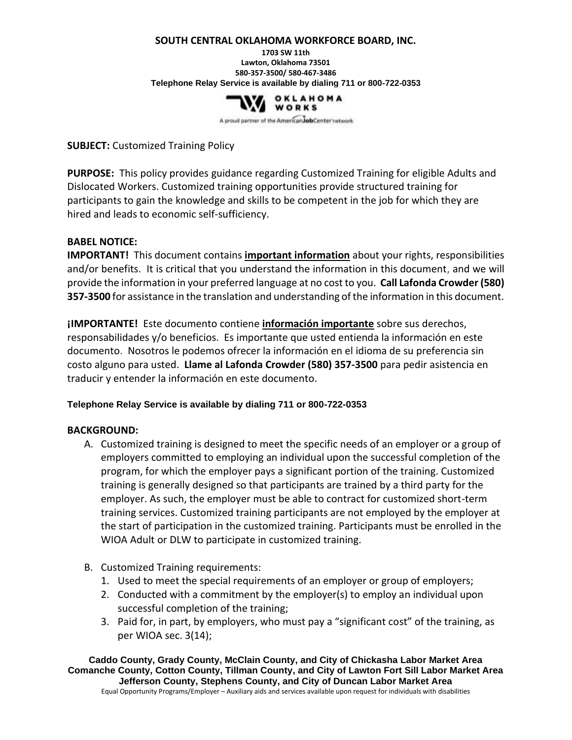**SOUTH CENTRAL OKLAHOMA WORKFORCE BOARD, INC.**
**1703 SW 11th**
**Lawton, Oklahoma 73501**
**580-357-3500/ 580-467-3486**
**Telephone Relay Service is available by dialing 711 or 800-722-0353**

OKLAHOMA WORKS
A proud partner of the AmericanJobCenter network

**SUBJECT:** Customized Training Policy

**PURPOSE:** This policy provides guidance regarding Customized Training for eligible Adults and Dislocated Workers. Customized training opportunities provide structured training for participants to gain the knowledge and skills to be competent in the job for which they are hired and leads to economic self-sufficiency.

**BABEL NOTICE:**

**IMPORTANT!** This document contains **important information** about your rights, responsibilities and/or benefits. It is critical that you understand the information in this document, and we will provide the information in your preferred language at no cost to you. **Call Lafonda Crowder (580) 357-3500** for assistance in the translation and understanding of the information in this document.

**¡IMPORTANTE!** Este documento contiene **información importante** sobre sus derechos, responsabilidades y/o beneficios. Es importante que usted entienda la información en este documento. Nosotros le podemos ofrecer la información en el idioma de su preferencia sin costo alguno para usted. **Llame al Lafonda Crowder (580) 357-3500** para pedir asistencia en traducir y entender la información en este documento.

**Telephone Relay Service is available by dialing 711 or 800-722-0353**

**BACKGROUND:**

A. Customized training is designed to meet the specific needs of an employer or a group of employers committed to employing an individual upon the successful completion of the program, for which the employer pays a significant portion of the training. Customized training is generally designed so that participants are trained by a third party for the employer. As such, the employer must be able to contract for customized short-term training services. Customized training participants are not employed by the employer at the start of participation in the customized training. Participants must be enrolled in the WIOA Adult or DLW to participate in customized training.

B. Customized Training requirements:
   1. Used to meet the special requirements of an employer or group of employers;
   2. Conducted with a commitment by the employer(s) to employ an individual upon successful completion of the training;
   3. Paid for, in part, by employers, who must pay a "significant cost" of the training, as per WIOA sec. 3(14);

**Caddo County, Grady County, McClain County, and City of Chickasha Labor Market Area**
**Comanche County, Cotton County, Tillman County, and City of Lawton Fort Sill Labor Market Area**
**Jefferson County, Stephens County, and City of Duncan Labor Market Area**
Equal Opportunity Programs/Employer – Auxiliary aids and services available upon request for individuals with disabilities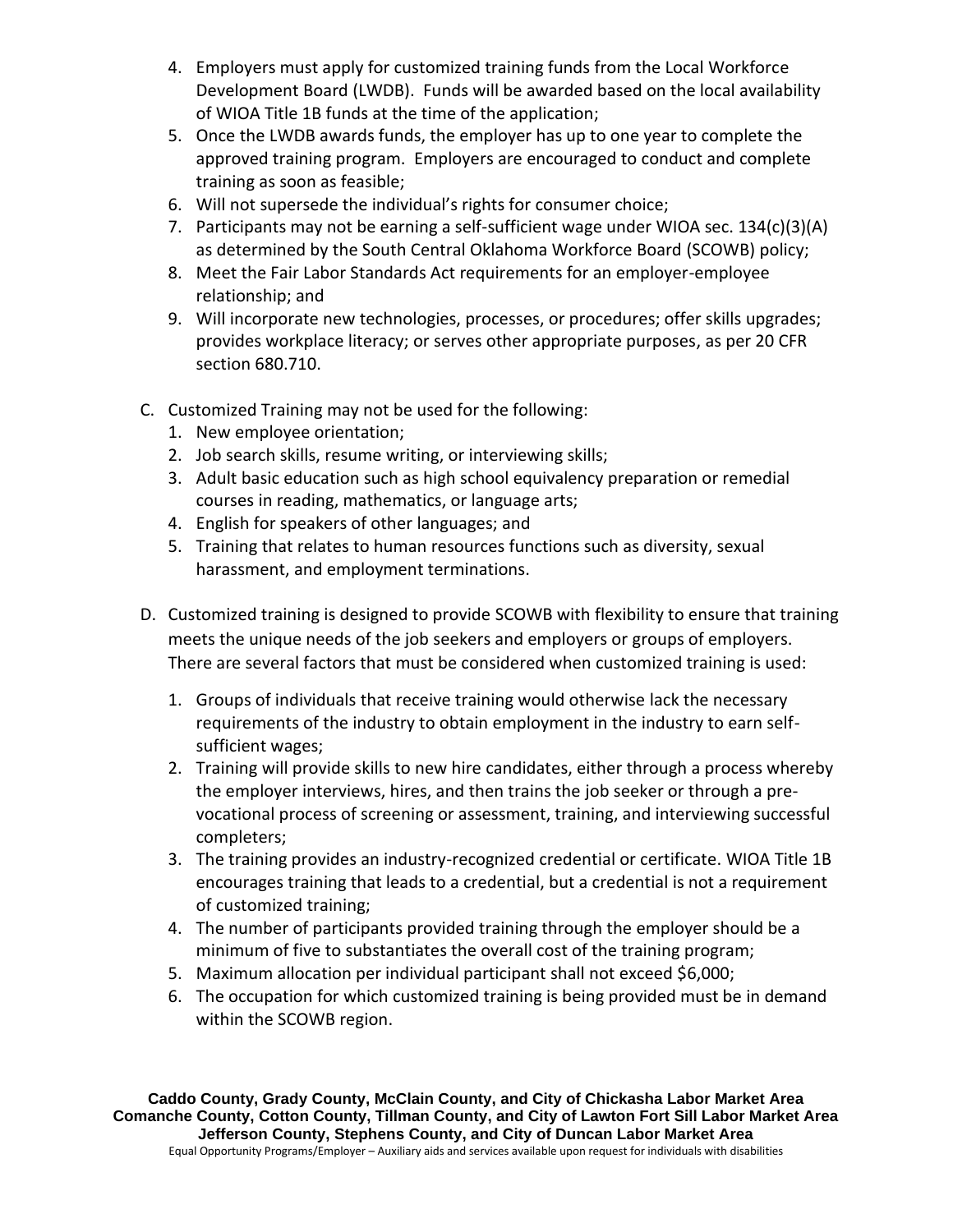4. Employers must apply for customized training funds from the Local Workforce Development Board (LWDB). Funds will be awarded based on the local availability of WIOA Title 1B funds at the time of the application;
5. Once the LWDB awards funds, the employer has up to one year to complete the approved training program. Employers are encouraged to conduct and complete training as soon as feasible;
6. Will not supersede the individual's rights for consumer choice;
7. Participants may not be earning a self-sufficient wage under WIOA sec. 134(c)(3)(A) as determined by the South Central Oklahoma Workforce Board (SCOWB) policy;
8. Meet the Fair Labor Standards Act requirements for an employer-employee relationship; and
9. Will incorporate new technologies, processes, or procedures; offer skills upgrades; provides workplace literacy; or serves other appropriate purposes, as per 20 CFR section 680.710.

C. Customized Training may not be used for the following:
   1. New employee orientation;
   2. Job search skills, resume writing, or interviewing skills;
   3. Adult basic education such as high school equivalency preparation or remedial courses in reading, mathematics, or language arts;
   4. English for speakers of other languages; and
   5. Training that relates to human resources functions such as diversity, sexual harassment, and employment terminations.

D. Customized training is designed to provide SCOWB with flexibility to ensure that training meets the unique needs of the job seekers and employers or groups of employers. There are several factors that must be considered when customized training is used:

   1. Groups of individuals that receive training would otherwise lack the necessary requirements of the industry to obtain employment in the industry to earn self-sufficient wages;
   2. Training will provide skills to new hire candidates, either through a process whereby the employer interviews, hires, and then trains the job seeker or through a pre-vocational process of screening or assessment, training, and interviewing successful completers;
   3. The training provides an industry-recognized credential or certificate. WIOA Title 1B encourages training that leads to a credential, but a credential is not a requirement of customized training;
   4. The number of participants provided training through the employer should be a minimum of five to substantiates the overall cost of the training program;
   5. Maximum allocation per individual participant shall not exceed $6,000;
   6. The occupation for which customized training is being provided must be in demand within the SCOWB region.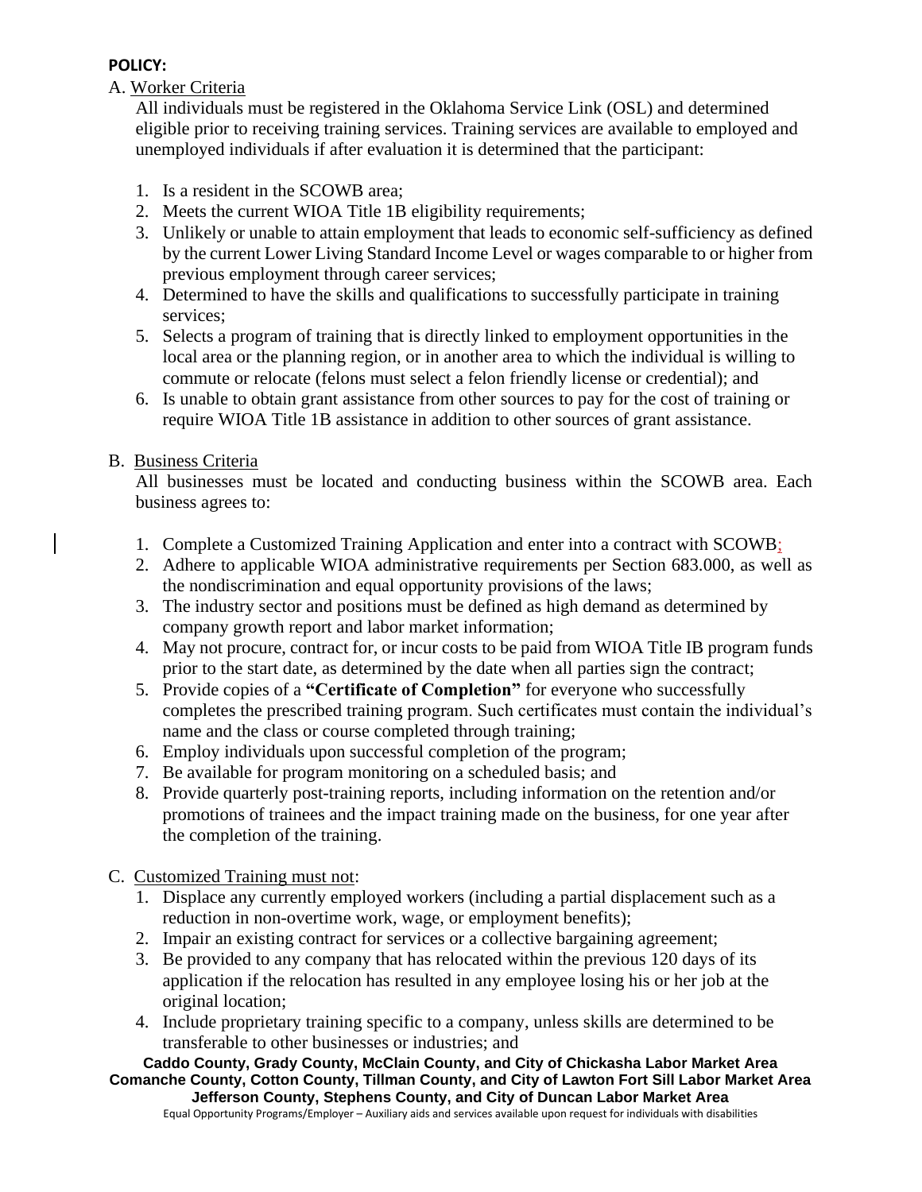**POLICY:**

A. Worker Criteria

All individuals must be registered in the Oklahoma Service Link (OSL) and determined eligible prior to receiving training services. Training services are available to employed and unemployed individuals if after evaluation it is determined that the participant:

1. Is a resident in the SCOWB area;
2. Meets the current WIOA Title 1B eligibility requirements;
3. Unlikely or unable to attain employment that leads to economic self-sufficiency as defined by the current Lower Living Standard Income Level or wages comparable to or higher from previous employment through career services;
4. Determined to have the skills and qualifications to successfully participate in training services;
5. Selects a program of training that is directly linked to employment opportunities in the local area or the planning region, or in another area to which the individual is willing to commute or relocate (felons must select a felon friendly license or credential); and
6. Is unable to obtain grant assistance from other sources to pay for the cost of training or require WIOA Title 1B assistance in addition to other sources of grant assistance.

B. Business Criteria

All businesses must be located and conducting business within the SCOWB area. Each business agrees to:

1. Complete a Customized Training Application and enter into a contract with SCOWB;
2. Adhere to applicable WIOA administrative requirements per Section 683.000, as well as the nondiscrimination and equal opportunity provisions of the laws;
3. The industry sector and positions must be defined as high demand as determined by company growth report and labor market information;
4. May not procure, contract for, or incur costs to be paid from WIOA Title IB program funds prior to the start date, as determined by the date when all parties sign the contract;
5. Provide copies of a **"Certificate of Completion"** for everyone who successfully completes the prescribed training program. Such certificates must contain the individual's name and the class or course completed through training;
6. Employ individuals upon successful completion of the program;
7. Be available for program monitoring on a scheduled basis; and
8. Provide quarterly post-training reports, including information on the retention and/or promotions of trainees and the impact training made on the business, for one year after the completion of the training.

C. Customized Training must not:

1. Displace any currently employed workers (including a partial displacement such as a reduction in non-overtime work, wage, or employment benefits);
2. Impair an existing contract for services or a collective bargaining agreement;
3. Be provided to any company that has relocated within the previous 120 days of its application if the relocation has resulted in any employee losing his or her job at the original location;
4. Include proprietary training specific to a company, unless skills are determined to be transferable to other businesses or industries; and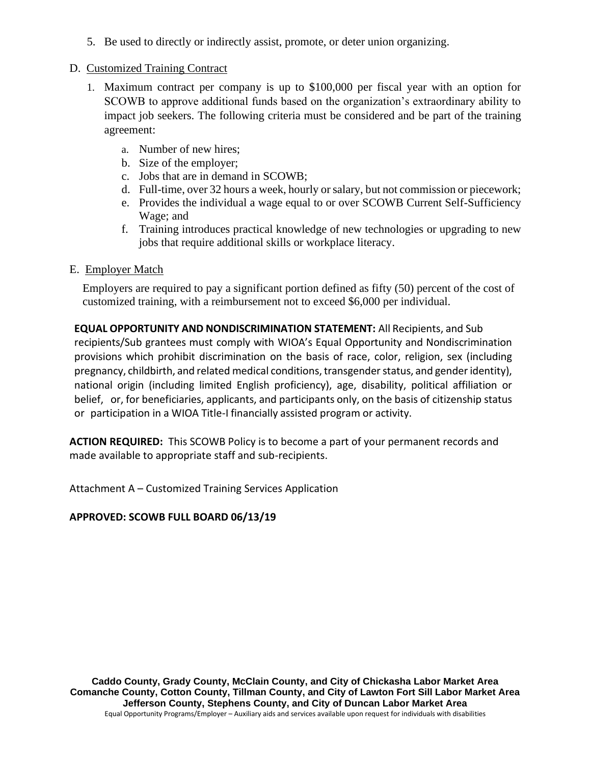5. Be used to directly or indirectly assist, promote, or deter union organizing.

D. Customized Training Contract

1. Maximum contract per company is up to $100,000 per fiscal year with an option for SCOWB to approve additional funds based on the organization's extraordinary ability to impact job seekers. The following criteria must be considered and be part of the training agreement:

   a. Number of new hires;
   b. Size of the employer;
   c. Jobs that are in demand in SCOWB;
   d. Full-time, over 32 hours a week, hourly or salary, but not commission or piecework;
   e. Provides the individual a wage equal to or over SCOWB Current Self-Sufficiency Wage; and
   f. Training introduces practical knowledge of new technologies or upgrading to new jobs that require additional skills or workplace literacy.

E. Employer Match

Employers are required to pay a significant portion defined as fifty (50) percent of the cost of customized training, with a reimbursement not to exceed $6,000 per individual.

**EQUAL OPPORTUNITY AND NONDISCRIMINATION STATEMENT:** All Recipients, and Sub recipients/Sub grantees must comply with WIOA's Equal Opportunity and Nondiscrimination provisions which prohibit discrimination on the basis of race, color, religion, sex (including pregnancy, childbirth, and related medical conditions, transgender status, and gender identity), national origin (including limited English proficiency), age, disability, political affiliation or belief, or, for beneficiaries, applicants, and participants only, on the basis of citizenship status or participation in a WIOA Title-I financially assisted program or activity.

**ACTION REQUIRED:** This SCOWB Policy is to become a part of your permanent records and made available to appropriate staff and sub-recipients.

Attachment A – Customized Training Services Application

**APPROVED: SCOWB FULL BOARD 06/13/19**